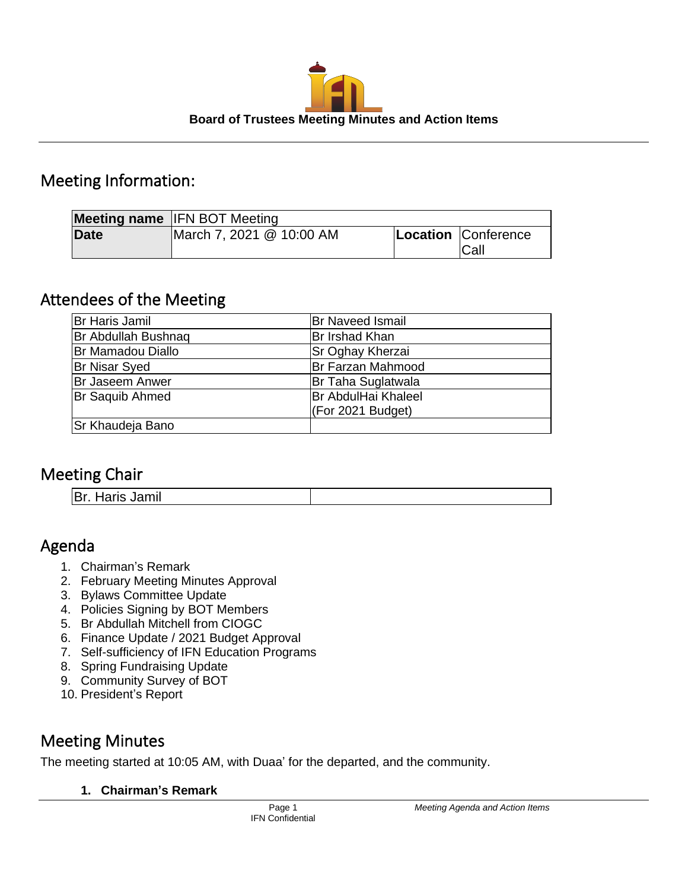**Board of Trustees Meeting Minutes and Action Items**

## Meeting Information:

| Meeting name | IFN BOT Meeting | | |
|---|---|---|---|
| Date | March 7, 2021 @ 10:00 AM | Location | Conference Call |

## Attendees of the Meeting

| | |
|---|---|
| Br Haris Jamil | Br Naveed Ismail |
| Br Abdullah Bushnaq | Br Irshad Khan |
| Br Mamadou Diallo | Sr Oghay Kherzai |
| Br Nisar Syed | Br Farzan Mahmood |
| Br Jaseem Anwer | Br Taha Suglatwala |
| Br Saquib Ahmed | Br AbdulHai Khaleel (For 2021 Budget) |
| Sr Khaudeja Bano | |

## Meeting Chair

| | |
|---|---|
| Br. Haris Jamil | |

## Agenda

1. Chairman's Remark
2. February Meeting Minutes Approval
3. Bylaws Committee Update
4. Policies Signing by BOT Members
5. Br Abdullah Mitchell from CIOGC
6. Finance Update / 2021 Budget Approval
7. Self-sufficiency of IFN Education Programs
8. Spring Fundraising Update
9. Community Survey of BOT
10. President's Report

## Meeting Minutes

The meeting started at 10:05 AM, with Duaa' for the departed, and the community.

### 1. Chairman's Remark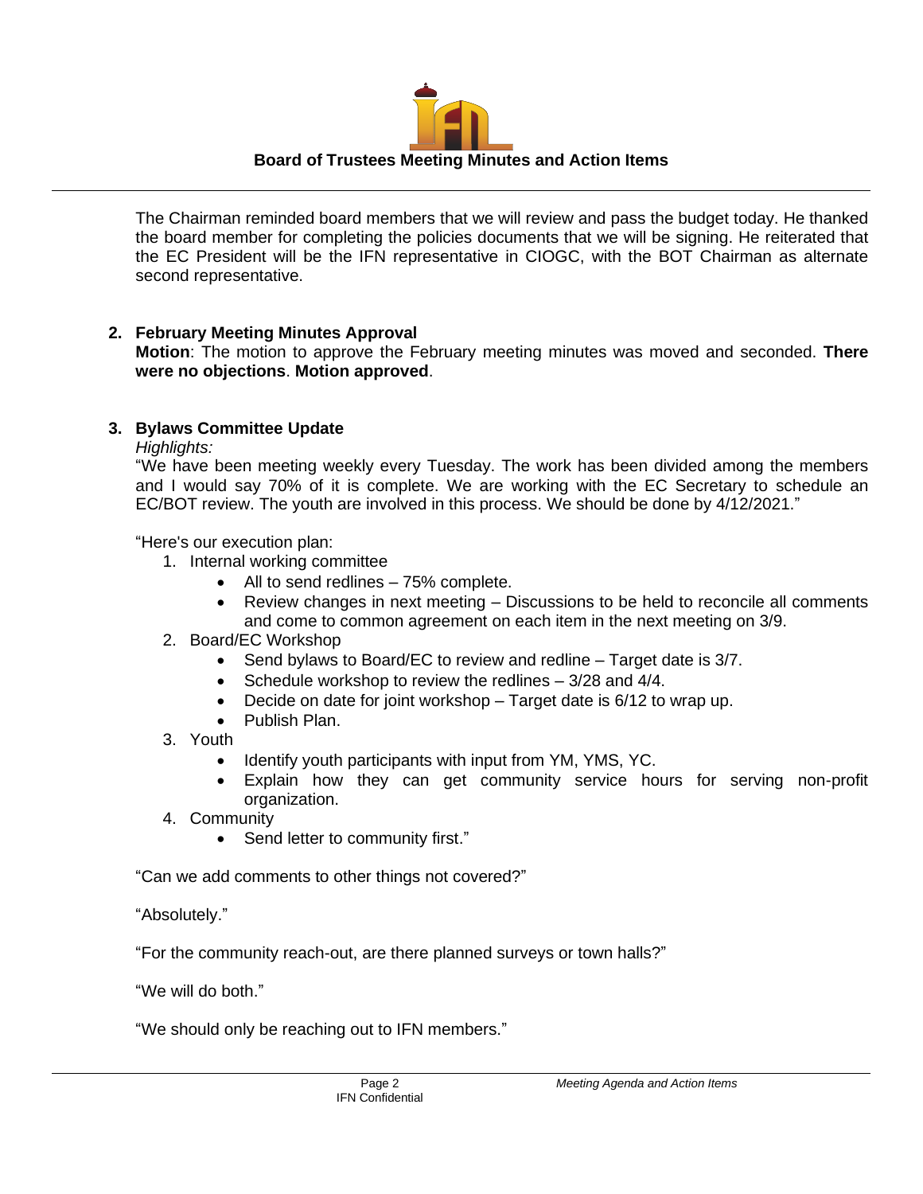The Chairman reminded board members that we will review and pass the budget today. He thanked the board member for completing the policies documents that we will be signing. He reiterated that the EC President will be the IFN representative in CIOGC, with the BOT Chairman as alternate second representative.

## 2. February Meeting Minutes Approval

**Motion**: The motion to approve the February meeting minutes was moved and seconded. **There were no objections**. **Motion approved**.

## 3. Bylaws Committee Update

*Highlights:*

"We have been meeting weekly every Tuesday. The work has been divided among the members and I would say 70% of it is complete. We are working with the EC Secretary to schedule an EC/BOT review. The youth are involved in this process. We should be done by 4/12/2021."

"Here's our execution plan:

1. Internal working committee
   - All to send redlines – 75% complete.
   - Review changes in next meeting – Discussions to be held to reconcile all comments and come to common agreement on each item in the next meeting on 3/9.
2. Board/EC Workshop
   - Send bylaws to Board/EC to review and redline – Target date is 3/7.
   - Schedule workshop to review the redlines – 3/28 and 4/4.
   - Decide on date for joint workshop – Target date is 6/12 to wrap up.
   - Publish Plan.
3. Youth
   - Identify youth participants with input from YM, YMS, YC.
   - Explain how they can get community service hours for serving non-profit organization.
4. Community
   - Send letter to community first."

"Can we add comments to other things not covered?"

"Absolutely."

"For the community reach-out, are there planned surveys or town halls?"

"We will do both."

"We should only be reaching out to IFN members."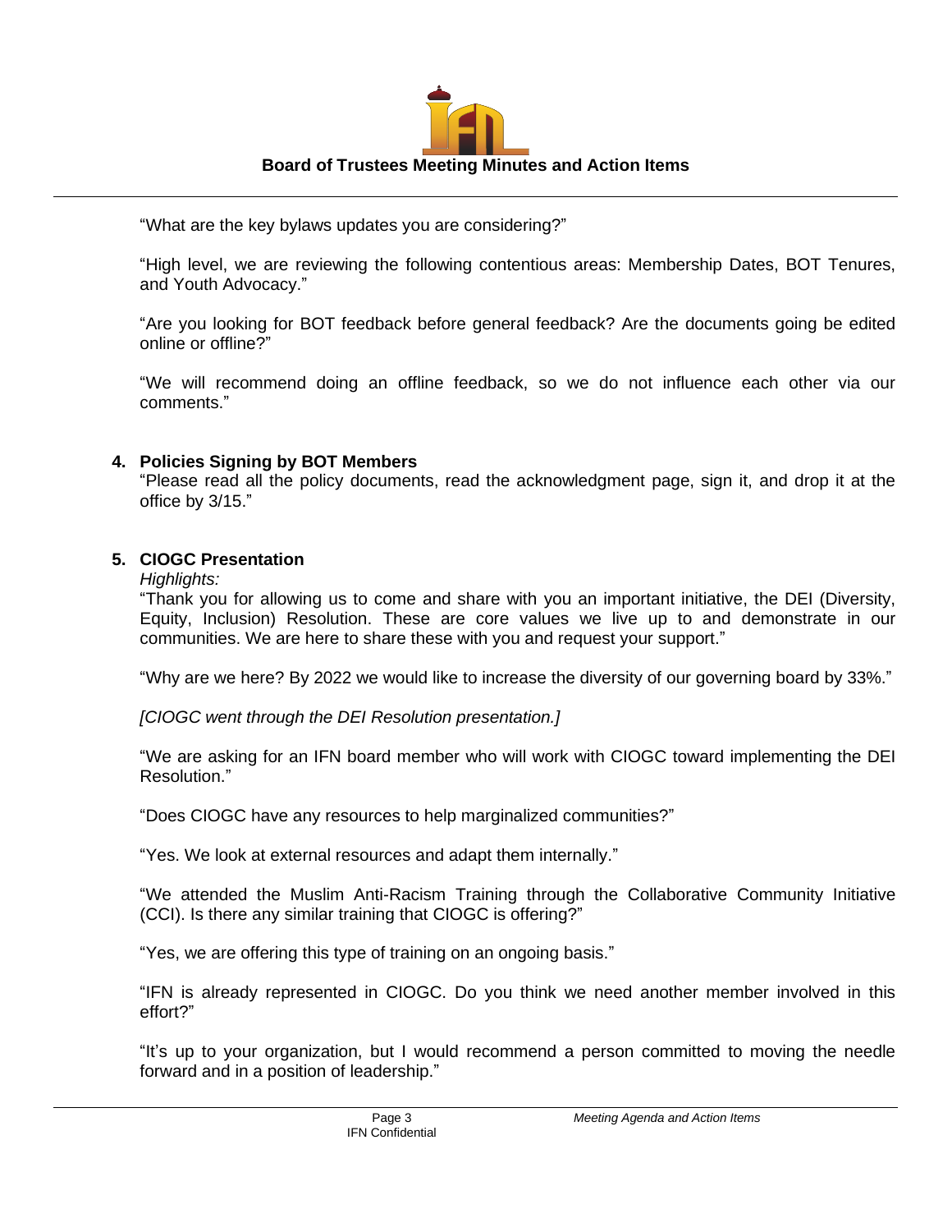"What are the key bylaws updates you are considering?"

"High level, we are reviewing the following contentious areas: Membership Dates, BOT Tenures, and Youth Advocacy."

"Are you looking for BOT feedback before general feedback? Are the documents going be edited online or offline?"

"We will recommend doing an offline feedback, so we do not influence each other via our comments."

### 4. Policies Signing by BOT Members

"Please read all the policy documents, read the acknowledgment page, sign it, and drop it at the office by 3/15."

### 5. CIOGC Presentation

*Highlights:*

"Thank you for allowing us to come and share with you an important initiative, the DEI (Diversity, Equity, Inclusion) Resolution. These are core values we live up to and demonstrate in our communities. We are here to share these with you and request your support."

"Why are we here? By 2022 we would like to increase the diversity of our governing board by 33%."

*[CIOGC went through the DEI Resolution presentation.]*

"We are asking for an IFN board member who will work with CIOGC toward implementing the DEI Resolution."

"Does CIOGC have any resources to help marginalized communities?"

"Yes. We look at external resources and adapt them internally."

"We attended the Muslim Anti-Racism Training through the Collaborative Community Initiative (CCI). Is there any similar training that CIOGC is offering?"

"Yes, we are offering this type of training on an ongoing basis."

"IFN is already represented in CIOGC. Do you think we need another member involved in this effort?"

"It's up to your organization, but I would recommend a person committed to moving the needle forward and in a position of leadership."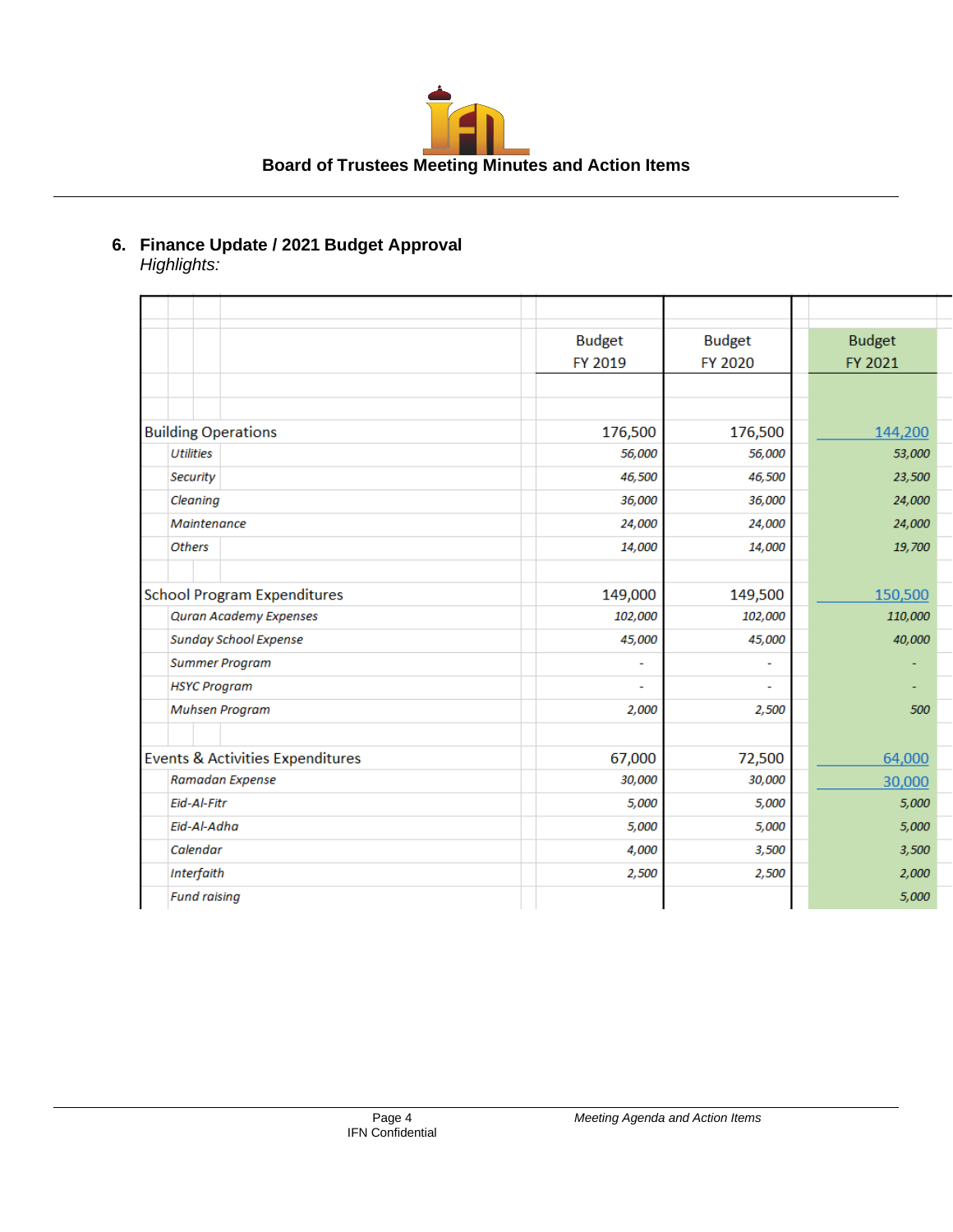### 6. Finance Update / 2021 Budget Approval

*Highlights:*

| | Budget FY 2019 | Budget FY 2020 | Budget FY 2021 |
|---|---|---|---|
| Building Operations | 176,500 | 176,500 | 144,200 |
| *Utilities* | *56,000* | *56,000* | *53,000* |
| *Security* | *46,500* | *46,500* | *23,500* |
| *Cleaning* | *36,000* | *36,000* | *24,000* |
| *Maintenance* | *24,000* | *24,000* | *24,000* |
| *Others* | *14,000* | *14,000* | *19,700* |
| School Program Expenditures | 149,000 | 149,500 | 150,500 |
| *Quran Academy Expenses* | *102,000* | *102,000* | *110,000* |
| *Sunday School Expense* | *45,000* | *45,000* | *40,000* |
| *Summer Program* | - | - | - |
| *HSYC Program* | - | - | - |
| *Muhsen Program* | *2,000* | *2,500* | *500* |
| Events & Activities Expenditures | 67,000 | 72,500 | 64,000 |
| *Ramadan Expense* | *30,000* | *30,000* | 30,000 |
| *Eid-Al-Fitr* | *5,000* | *5,000* | *5,000* |
| *Eid-Al-Adha* | *5,000* | *5,000* | *5,000* |
| *Calendar* | *4,000* | *3,500* | *3,500* |
| *Interfaith* | *2,500* | *2,500* | *2,000* |
| *Fund raising* | | | *5,000* |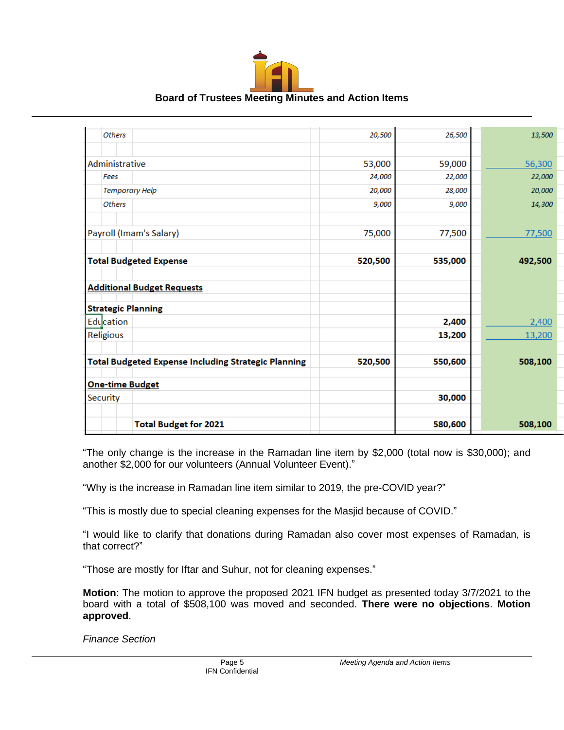| | | | |
|---|---|---|---|
| *Others* | *20,500* | *26,500* | *13,500* |
| | | | |
| Administrative | 53,000 | 59,000 | 56,300 |
| *Fees* | *24,000* | *22,000* | *22,000* |
| *Temporary Help* | *20,000* | *28,000* | *20,000* |
| *Others* | *9,000* | *9,000* | *14,300* |
| | | | |
| Payroll (Imam's Salary) | 75,000 | 77,500 | 77,500 |
| | | | |
| **Total Budgeted Expense** | **520,500** | **535,000** | **492,500** |
| | | | |
| **Additional Budget Requests** | | | |
| **Strategic Planning** | | | |
| Education | | **2,400** | 2,400 |
| Religious | | **13,200** | 13,200 |
| | | | |
| **Total Budgeted Expense Including Strategic Planning** | **520,500** | **550,600** | **508,100** |
| | | | |
| **One-time Budget** | | | |
| Security | | **30,000** | |
| | | | |
| **Total Budget for 2021** | | **580,600** | **508,100** |

"The only change is the increase in the Ramadan line item by $2,000 (total now is $30,000); and another $2,000 for our volunteers (Annual Volunteer Event)."

"Why is the increase in Ramadan line item similar to 2019, the pre-COVID year?"

"This is mostly due to special cleaning expenses for the Masjid because of COVID."

"I would like to clarify that donations during Ramadan also cover most expenses of Ramadan, is that correct?"

"Those are mostly for Iftar and Suhur, not for cleaning expenses."

**Motion**: The motion to approve the proposed 2021 IFN budget as presented today 3/7/2021 to the board with a total of $508,100 was moved and seconded. **There were no objections**. **Motion approved**.

*Finance Section*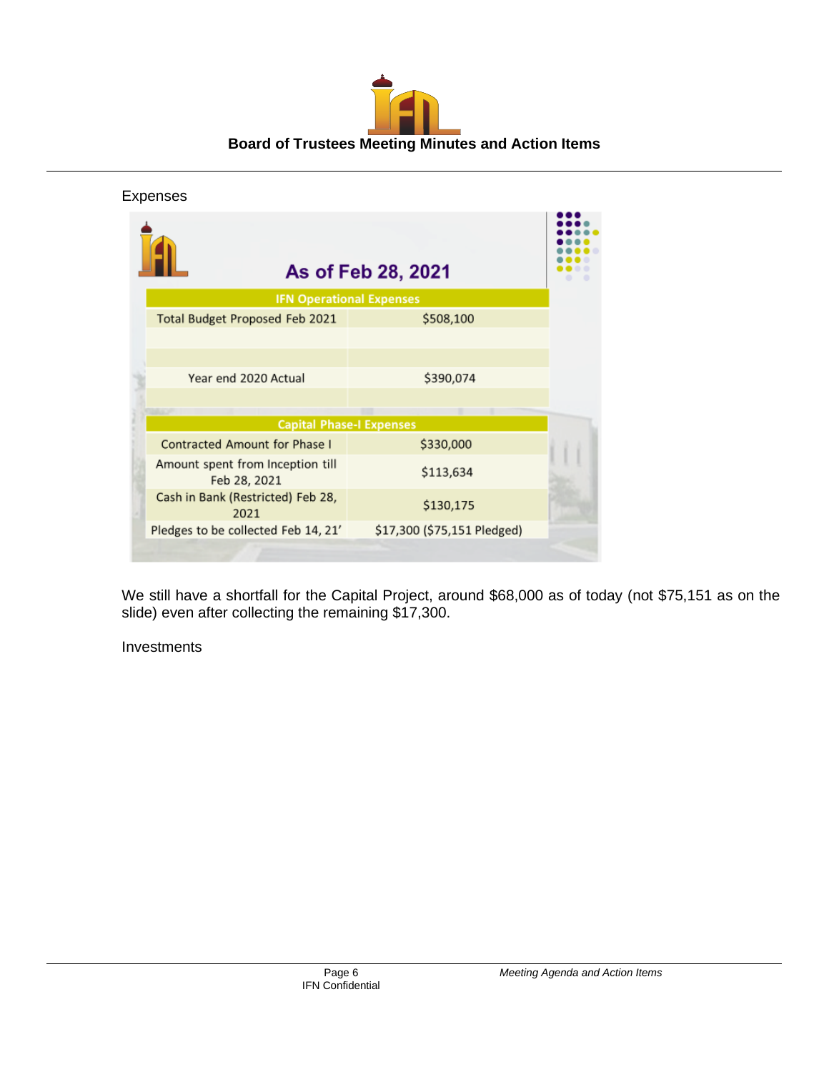Expenses

As of Feb 28, 2021

| IFN Operational Expenses | |
|---|---|
| Total Budget Proposed Feb 2021 | $508,100 |
| | |
| | |
| Year end 2020 Actual | $390,074 |
| | |
| **Capital Phase-I Expenses** | |
| Contracted Amount for Phase I | $330,000 |
| Amount spent from Inception till Feb 28, 2021 | $113,634 |
| Cash in Bank (Restricted) Feb 28, 2021 | $130,175 |
| Pledges to be collected Feb 14, 21' | $17,300 ($75,151 Pledged) |

We still have a shortfall for the Capital Project, around $68,000 as of today (not $75,151 as on the slide) even after collecting the remaining $17,300.

Investments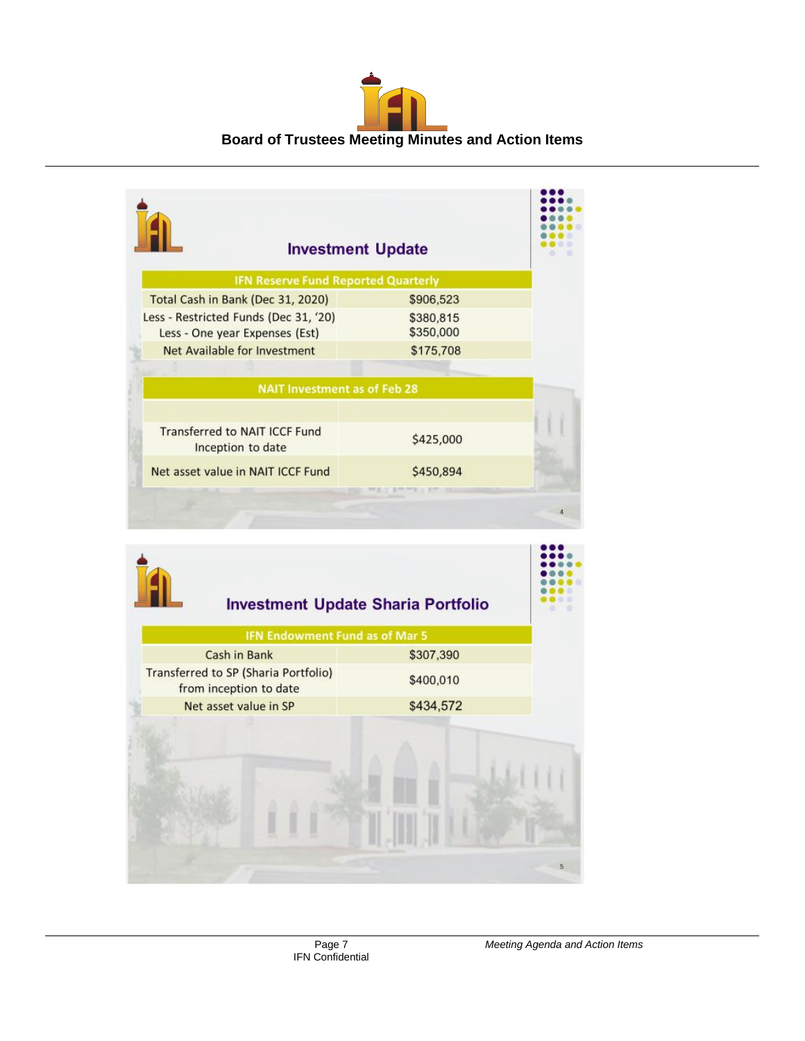# Board of Trustees Meeting Minutes and Action Items

## Investment Update

| IFN Reserve Fund Reported Quarterly | |
|---|---|
| Total Cash in Bank (Dec 31, 2020) | $906,523 |
| Less - Restricted Funds (Dec 31, '20) | $380,815 |
| Less - One year Expenses (Est) | $350,000 |
| Net Available for Investment | $175,708 |

| NAIT Investment as of Feb 28 | |
|---|---|
| | |
| Transferred to NAIT ICCF Fund Inception to date | $425,000 |
| Net asset value in NAIT ICCF Fund | $450,894 |

## Investment Update Sharia Portfolio

| IFN Endowment Fund as of Mar 5 | |
|---|---|
| Cash in Bank | $307,390 |
| Transferred to SP (Sharia Portfolio) from inception to date | $400,010 |
| Net asset value in SP | $434,572 |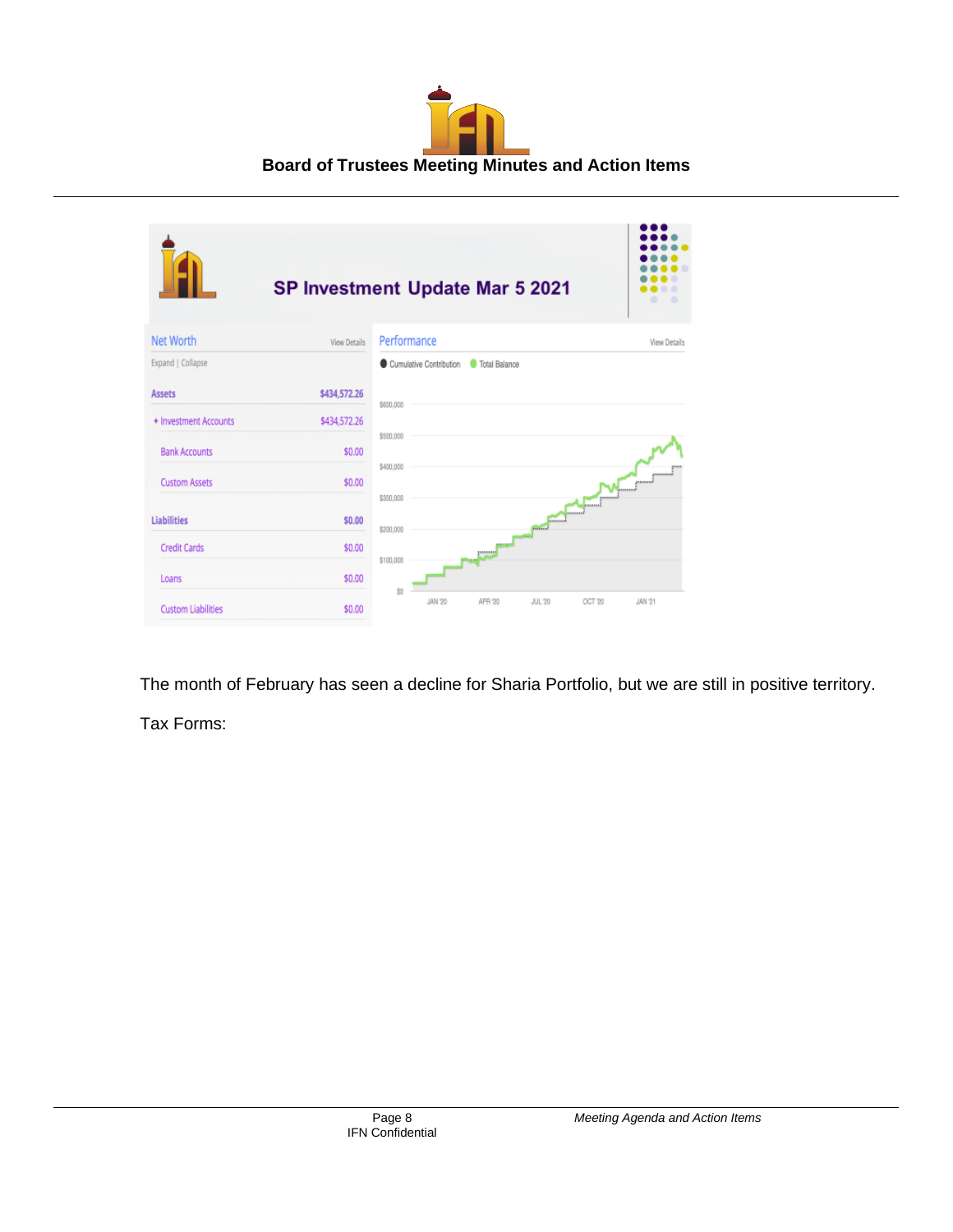**Board of Trustees Meeting Minutes and Action Items**

## SP Investment Update Mar 5 2021

| Net Worth | View Details |
|---|---|
| Expand \| Collapse | |
| **Assets** | **$434,572.26** |
| + Investment Accounts | $434,572.26 |
| Bank Accounts | $0.00 |
| Custom Assets | $0.00 |
| **Liabilities** | **$0.00** |
| Credit Cards | $0.00 |
| Loans | $0.00 |
| Custom Liabilities | $0.00 |

Performance — View Details

Cumulative Contribution · Total Balance

$600,000 · $500,000 · $400,000 · $300,000 · $200,000 · $100,000 · $0

JAN '20 · APR '20 · JUL '20 · OCT '20 · JAN '21

The month of February has seen a decline for Sharia Portfolio, but we are still in positive territory.

Tax Forms: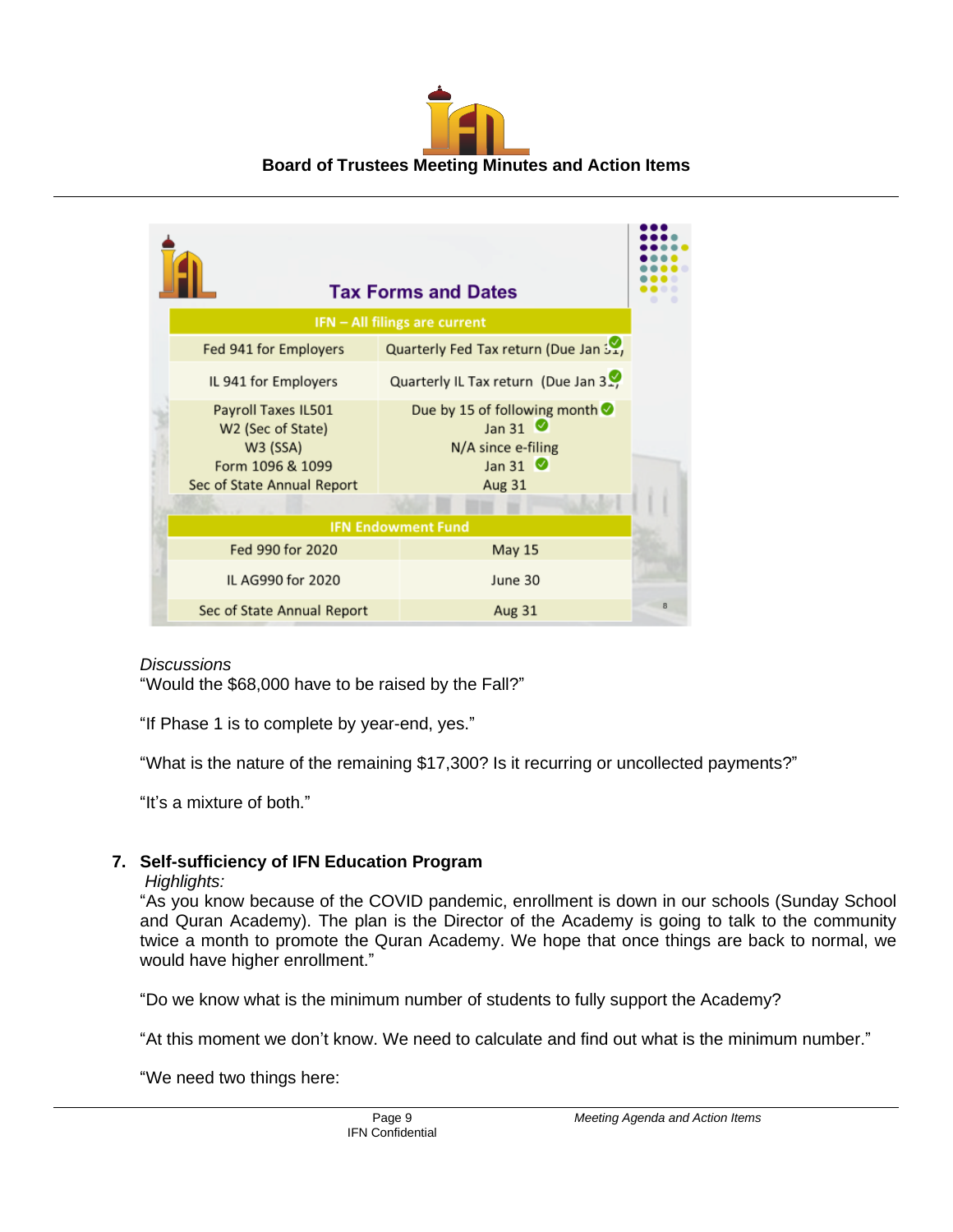**Tax Forms and Dates**

| IFN – All filings are current | |
|---|---|
| Fed 941 for Employers | Quarterly Fed Tax return (Due Jan 31) ✓ |
| IL 941 for Employers | Quarterly IL Tax return (Due Jan 31) ✓ |
| Payroll Taxes IL501 | Due by 15 of following month ✓ |
| W2 (Sec of State) | Jan 31 ✓ |
| W3 (SSA) | N/A since e-filing |
| Form 1096 & 1099 | Jan 31 ✓ |
| Sec of State Annual Report | Aug 31 |
| **IFN Endowment Fund** | |
| Fed 990 for 2020 | May 15 |
| IL AG990 for 2020 | June 30 |
| Sec of State Annual Report | Aug 31 |

*Discussions*

"Would the $68,000 have to be raised by the Fall?"

"If Phase 1 is to complete by year-end, yes."

"What is the nature of the remaining $17,300? Is it recurring or uncollected payments?"

"It's a mixture of both."

7. **Self-sufficiency of IFN Education Program**

*Highlights:*

"As you know because of the COVID pandemic, enrollment is down in our schools (Sunday School and Quran Academy). The plan is the Director of the Academy is going to talk to the community twice a month to promote the Quran Academy. We hope that once things are back to normal, we would have higher enrollment."

"Do we know what is the minimum number of students to fully support the Academy?

"At this moment we don't know. We need to calculate and find out what is the minimum number."

"We need two things here: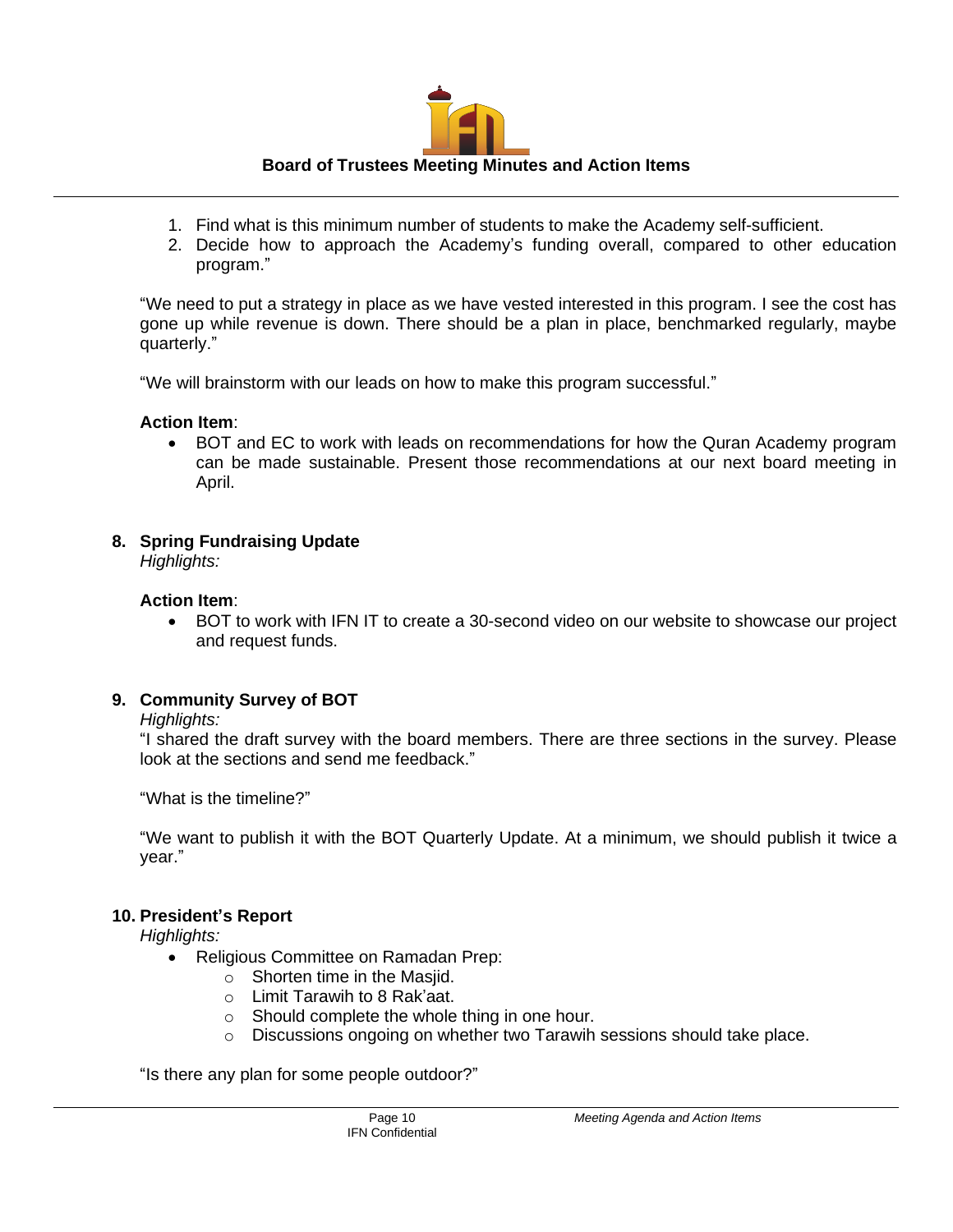1. Find what is this minimum number of students to make the Academy self-sufficient.
2. Decide how to approach the Academy's funding overall, compared to other education program."

"We need to put a strategy in place as we have vested interested in this program. I see the cost has gone up while revenue is down. There should be a plan in place, benchmarked regularly, maybe quarterly."

"We will brainstorm with our leads on how to make this program successful."

**Action Item**:

- BOT and EC to work with leads on recommendations for how the Quran Academy program can be made sustainable. Present those recommendations at our next board meeting in April.

## 8. Spring Fundraising Update

*Highlights:*

**Action Item**:

- BOT to work with IFN IT to create a 30-second video on our website to showcase our project and request funds.

## 9. Community Survey of BOT

*Highlights:*

"I shared the draft survey with the board members. There are three sections in the survey. Please look at the sections and send me feedback."

"What is the timeline?"

"We want to publish it with the BOT Quarterly Update. At a minimum, we should publish it twice a year."

## 10. President's Report

*Highlights:*

- Religious Committee on Ramadan Prep:
  - Shorten time in the Masjid.
  - Limit Tarawih to 8 Rak'aat.
  - Should complete the whole thing in one hour.
  - Discussions ongoing on whether two Tarawih sessions should take place.

"Is there any plan for some people outdoor?"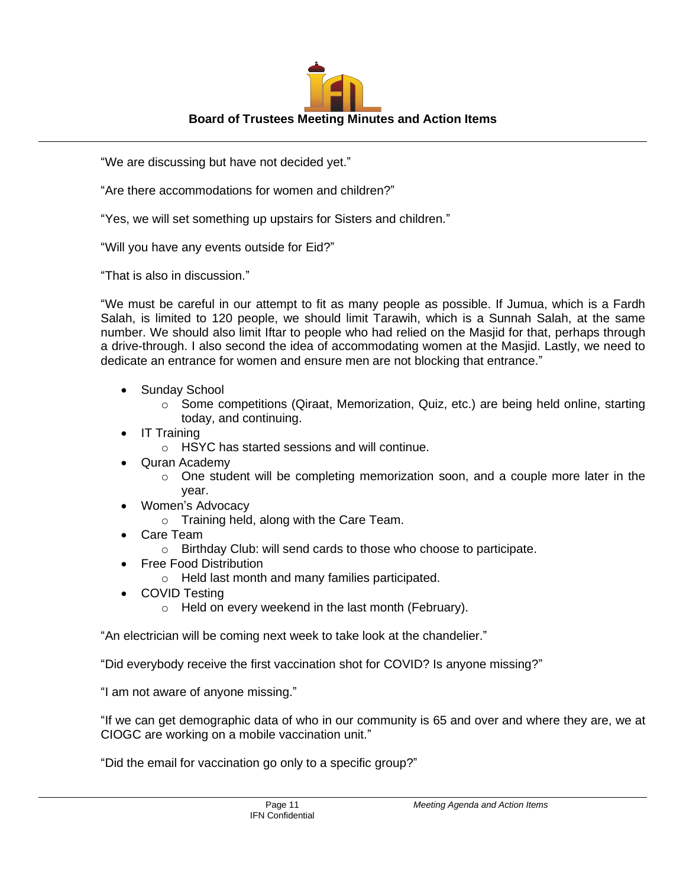"We are discussing but have not decided yet."

"Are there accommodations for women and children?"

"Yes, we will set something up upstairs for Sisters and children."

"Will you have any events outside for Eid?"

"That is also in discussion."

"We must be careful in our attempt to fit as many people as possible. If Jumua, which is a Fardh Salah, is limited to 120 people, we should limit Tarawih, which is a Sunnah Salah, at the same number. We should also limit Iftar to people who had relied on the Masjid for that, perhaps through a drive-through. I also second the idea of accommodating women at the Masjid. Lastly, we need to dedicate an entrance for women and ensure men are not blocking that entrance."

- Sunday School
  - Some competitions (Qiraat, Memorization, Quiz, etc.) are being held online, starting today, and continuing.
- IT Training
  - HSYC has started sessions and will continue.
- Quran Academy
  - One student will be completing memorization soon, and a couple more later in the year.
- Women's Advocacy
  - Training held, along with the Care Team.
- Care Team
  - Birthday Club: will send cards to those who choose to participate.
- Free Food Distribution
  - Held last month and many families participated.
- COVID Testing
  - Held on every weekend in the last month (February).

"An electrician will be coming next week to take look at the chandelier."

"Did everybody receive the first vaccination shot for COVID? Is anyone missing?"

"I am not aware of anyone missing."

"If we can get demographic data of who in our community is 65 and over and where they are, we at CIOGC are working on a mobile vaccination unit."

"Did the email for vaccination go only to a specific group?"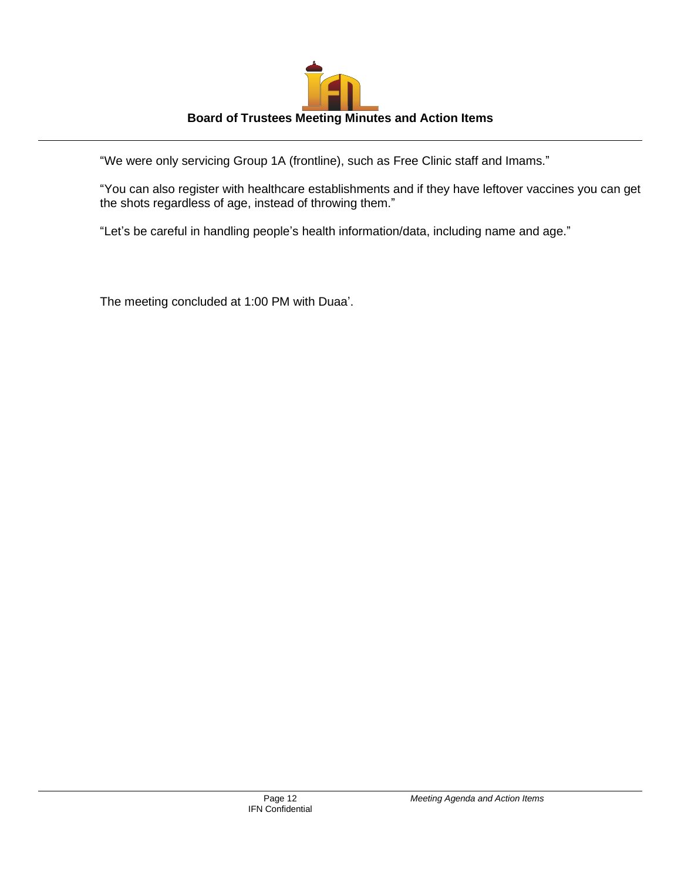"We were only servicing Group 1A (frontline), such as Free Clinic staff and Imams."

"You can also register with healthcare establishments and if they have leftover vaccines you can get the shots regardless of age, instead of throwing them."

"Let's be careful in handling people's health information/data, including name and age."

The meeting concluded at 1:00 PM with Duaa'.